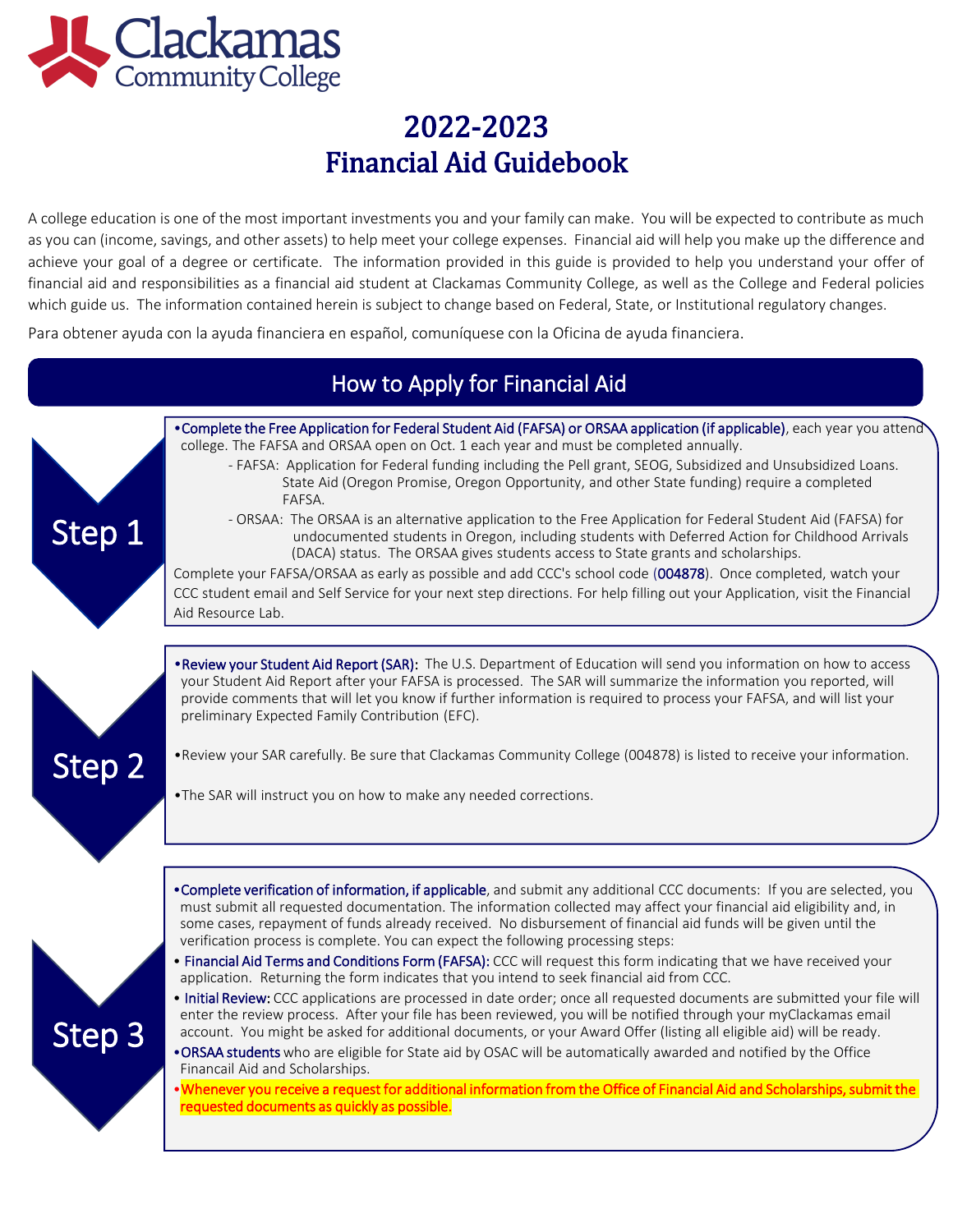Clackamas Community College

# 2022-2023 Financial Aid Guidebook

A college education is one of the most important investments you and your family can make. You will be expected to contribute as much as you can (income, savings, and other assets) to help meet your college expenses. Financial aid will help you make up the difference and achieve your goal of a degree or certificate. The information provided in this guide is provided to help you understand your offer of financial aid and responsibilities as a financial aid student at Clackamas Community College, as well as the College and Federal policies which guide us. The information contained herein is subject to change based on Federal, State, or Institutional regulatory changes.

Para obtener ayuda con la ayuda financiera en español, comuníquese con la Oficina de ayuda financiera.

## How to Apply for Financial Aid

### Step 1

- **Complete the Free Application for Federal Student Aid (FAFSA) or ORSAA application (if applicable)**, each year you attend college. The FAFSA and ORSAA open on Oct. 1 each year and must be completed annually.
  - FAFSA: Application for Federal funding including the Pell grant, SEOG, Subsidized and Unsubsidized Loans. State Aid (Oregon Promise, Oregon Opportunity, and other State funding) require a completed FAFSA.
  - ORSAA: The ORSAA is an alternative application to the Free Application for Federal Student Aid (FAFSA) for undocumented students in Oregon, including students with Deferred Action for Childhood Arrivals (DACA) status. The ORSAA gives students access to State grants and scholarships.

Complete your FAFSA/ORSAA as early as possible and add CCC's school code (004878). Once completed, watch your CCC student email and Self Service for your next step directions. For help filling out your Application, visit the Financial Aid Resource Lab.

### Step 2

- **Review your Student Aid Report (SAR):** The U.S. Department of Education will send you information on how to access your Student Aid Report after your FAFSA is processed. The SAR will summarize the information you reported, will provide comments that will let you know if further information is required to process your FAFSA, and will list your preliminary Expected Family Contribution (EFC).
- Review your SAR carefully. Be sure that Clackamas Community College (004878) is listed to receive your information.
- The SAR will instruct you on how to make any needed corrections.

### Step 3

- **Complete verification of information, if applicable**, and submit any additional CCC documents: If you are selected, you must submit all requested documentation. The information collected may affect your financial aid eligibility and, in some cases, repayment of funds already received. No disbursement of financial aid funds will be given until the verification process is complete. You can expect the following processing steps:
- **Financial Aid Terms and Conditions Form (FAFSA):** CCC will request this form indicating that we have received your application. Returning the form indicates that you intend to seek financial aid from CCC.
- **Initial Review:** CCC applications are processed in date order; once all requested documents are submitted your file will enter the review process. After your file has been reviewed, you will be notified through your myClackamas email account. You might be asked for additional documents, or your Award Offer (listing all eligible aid) will be ready.
- **ORSAA students** who are eligible for State aid by OSAC will be automatically awarded and notified by the Office Financail Aid and Scholarships.
- **Whenever you receive a request for additional information from the Office of Financial Aid and Scholarships, submit the requested documents as quickly as possible.**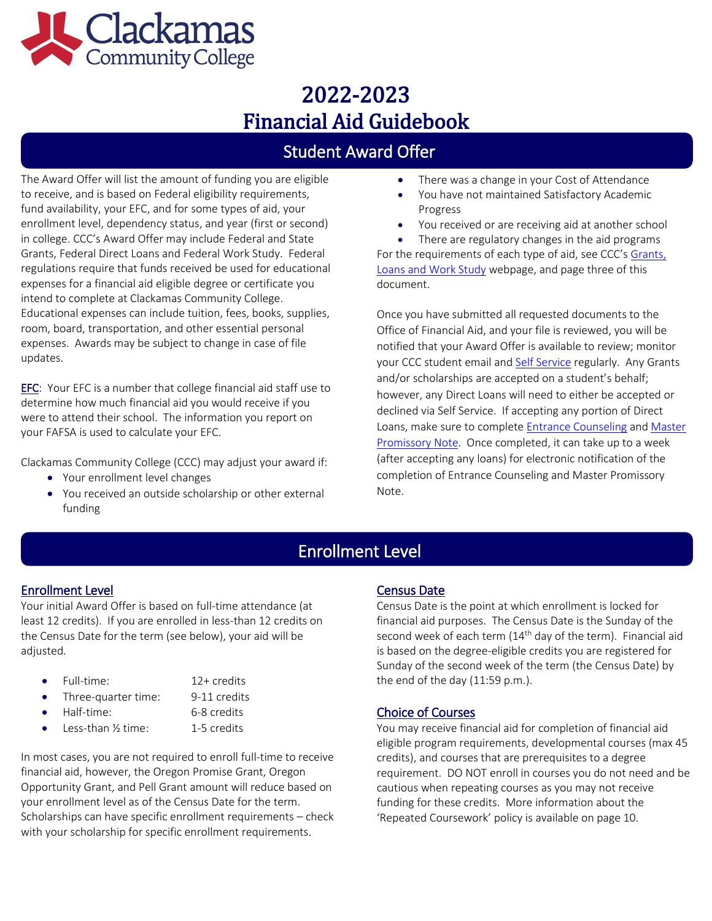# 2022-2023 Financial Aid Guidebook

## Student Award Offer

The Award Offer will list the amount of funding you are eligible to receive, and is based on Federal eligibility requirements, fund availability, your EFC, and for some types of aid, your enrollment level, dependency status, and year (first or second) in college. CCC's Award Offer may include Federal and State Grants, Federal Direct Loans and Federal Work Study. Federal regulations require that funds received be used for educational expenses for a financial aid eligible degree or certificate you intend to complete at Clackamas Community College. Educational expenses can include tuition, fees, books, supplies, room, board, transportation, and other essential personal expenses. Awards may be subject to change in case of file updates.

EFC: Your EFC is a number that college financial aid staff use to determine how much financial aid you would receive if you were to attend their school. The information you report on your FAFSA is used to calculate your EFC.

Clackamas Community College (CCC) may adjust your award if:

- Your enrollment level changes
- You received an outside scholarship or other external funding
- There was a change in your Cost of Attendance
- You have not maintained Satisfactory Academic Progress
- You received or are receiving aid at another school
- There are regulatory changes in the aid programs

For the requirements of each type of aid, see CCC's Grants, Loans and Work Study webpage, and page three of this document.

Once you have submitted all requested documents to the Office of Financial Aid, and your file is reviewed, you will be notified that your Award Offer is available to review; monitor your CCC student email and Self Service regularly. Any Grants and/or scholarships are accepted on a student's behalf; however, any Direct Loans will need to either be accepted or declined via Self Service. If accepting any portion of Direct Loans, make sure to complete Entrance Counseling and Master Promissory Note. Once completed, it can take up to a week (after accepting any loans) for electronic notification of the completion of Entrance Counseling and Master Promissory Note.

## Enrollment Level

### Enrollment Level

Your initial Award Offer is based on full-time attendance (at least 12 credits). If you are enrolled in less-than 12 credits on the Census Date for the term (see below), your aid will be adjusted.

- Full-time: 12+ credits
- Three-quarter time: 9-11 credits
- Half-time: 6-8 credits
- Less-than ½ time: 1-5 credits

In most cases, you are not required to enroll full-time to receive financial aid, however, the Oregon Promise Grant, Oregon Opportunity Grant, and Pell Grant amount will reduce based on your enrollment level as of the Census Date for the term. Scholarships can have specific enrollment requirements – check with your scholarship for specific enrollment requirements.

### Census Date

Census Date is the point at which enrollment is locked for financial aid purposes. The Census Date is the Sunday of the second week of each term (14th day of the term). Financial aid is based on the degree-eligible credits you are registered for Sunday of the second week of the term (the Census Date) by the end of the day (11:59 p.m.).

### Choice of Courses

You may receive financial aid for completion of financial aid eligible program requirements, developmental courses (max 45 credits), and courses that are prerequisites to a degree requirement. DO NOT enroll in courses you do not need and be cautious when repeating courses as you may not receive funding for these credits. More information about the 'Repeated Coursework' policy is available on page 10.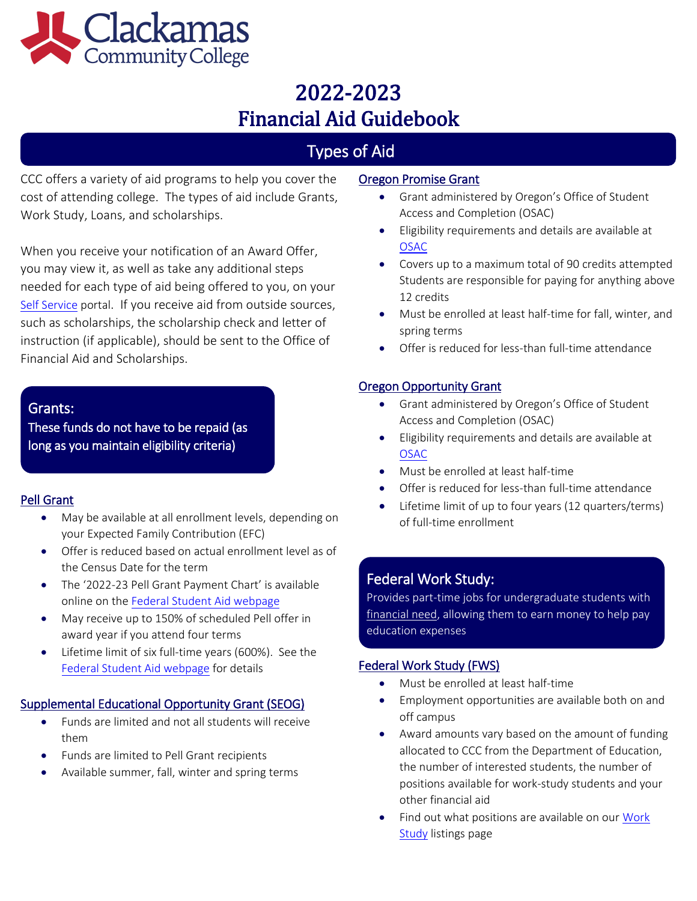# 2022-2023
# Financial Aid Guidebook

## Types of Aid

CCC offers a variety of aid programs to help you cover the cost of attending college. The types of aid include Grants, Work Study, Loans, and scholarships.

When you receive your notification of an Award Offer, you may view it, as well as take any additional steps needed for each type of aid being offered to you, on your Self Service portal. If you receive aid from outside sources, such as scholarships, the scholarship check and letter of instruction (if applicable), should be sent to the Office of Financial Aid and Scholarships.

### Grants:
These funds do not have to be repaid (as long as you maintain eligibility criteria)

#### Pell Grant

- May be available at all enrollment levels, depending on your Expected Family Contribution (EFC)
- Offer is reduced based on actual enrollment level as of the Census Date for the term
- The '2022-23 Pell Grant Payment Chart' is available online on the Federal Student Aid webpage
- May receive up to 150% of scheduled Pell offer in award year if you attend four terms
- Lifetime limit of six full-time years (600%). See the Federal Student Aid webpage for details

#### Supplemental Educational Opportunity Grant (SEOG)

- Funds are limited and not all students will receive them
- Funds are limited to Pell Grant recipients
- Available summer, fall, winter and spring terms

#### Oregon Promise Grant

- Grant administered by Oregon's Office of Student Access and Completion (OSAC)
- Eligibility requirements and details are available at OSAC
- Covers up to a maximum total of 90 credits attempted Students are responsible for paying for anything above 12 credits
- Must be enrolled at least half-time for fall, winter, and spring terms
- Offer is reduced for less-than full-time attendance

#### Oregon Opportunity Grant

- Grant administered by Oregon's Office of Student Access and Completion (OSAC)
- Eligibility requirements and details are available at OSAC
- Must be enrolled at least half-time
- Offer is reduced for less-than full-time attendance
- Lifetime limit of up to four years (12 quarters/terms) of full-time enrollment

### Federal Work Study:
Provides part-time jobs for undergraduate students with financial need, allowing them to earn money to help pay education expenses

#### Federal Work Study (FWS)

- Must be enrolled at least half-time
- Employment opportunities are available both on and off campus
- Award amounts vary based on the amount of funding allocated to CCC from the Department of Education, the number of interested students, the number of positions available for work-study students and your other financial aid
- Find out what positions are available on our Work Study listings page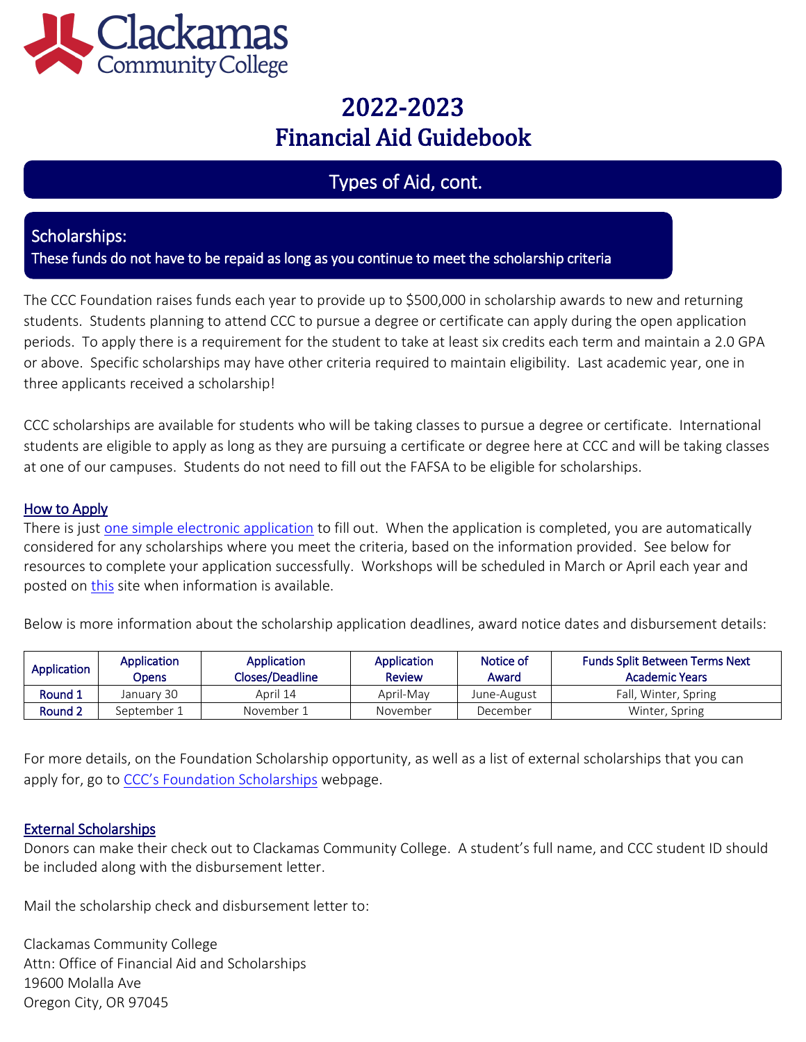# 2022-2023
# Financial Aid Guidebook

## Types of Aid, cont.

### Scholarships:
**These funds do not have to be repaid as long as you continue to meet the scholarship criteria**

The CCC Foundation raises funds each year to provide up to $500,000 in scholarship awards to new and returning students. Students planning to attend CCC to pursue a degree or certificate can apply during the open application periods. To apply there is a requirement for the student to take at least six credits each term and maintain a 2.0 GPA or above. Specific scholarships may have other criteria required to maintain eligibility. Last academic year, one in three applicants received a scholarship!

CCC scholarships are available for students who will be taking classes to pursue a degree or certificate. International students are eligible to apply as long as they are pursuing a certificate or degree here at CCC and will be taking classes at one of our campuses. Students do not need to fill out the FAFSA to be eligible for scholarships.

#### How to Apply

There is just one simple electronic application to fill out. When the application is completed, you are automatically considered for any scholarships where you meet the criteria, based on the information provided. See below for resources to complete your application successfully. Workshops will be scheduled in March or April each year and posted on this site when information is available.

Below is more information about the scholarship application deadlines, award notice dates and disbursement details:

| Application | Application Opens | Application Closes/Deadline | Application Review | Notice of Award | Funds Split Between Terms Next Academic Years |
|---|---|---|---|---|---|
| Round 1 | January 30 | April 14 | April-May | June-August | Fall, Winter, Spring |
| Round 2 | September 1 | November 1 | November | December | Winter, Spring |

For more details, on the Foundation Scholarship opportunity, as well as a list of external scholarships that you can apply for, go to CCC's Foundation Scholarships webpage.

#### External Scholarships

Donors can make their check out to Clackamas Community College. A student's full name, and CCC student ID should be included along with the disbursement letter.

Mail the scholarship check and disbursement letter to:

Clackamas Community College
Attn: Office of Financial Aid and Scholarships
19600 Molalla Ave
Oregon City, OR 97045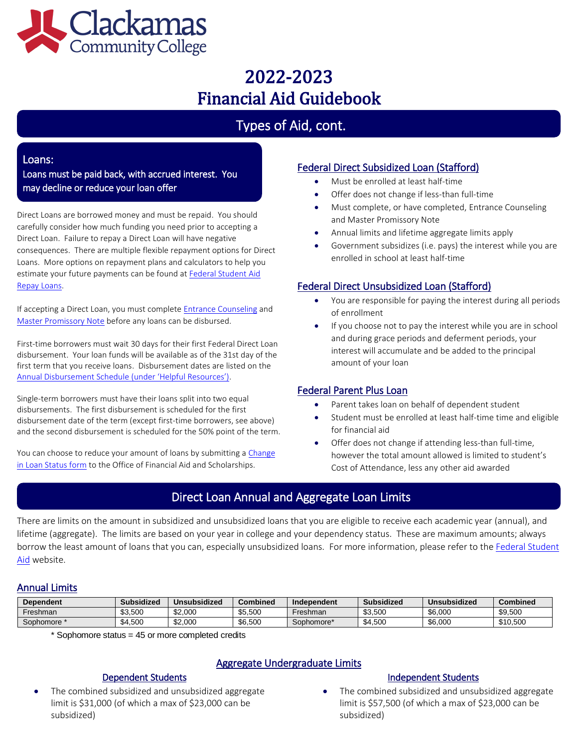# 2022-2023 Financial Aid Guidebook

## Types of Aid, cont.

### Loans:

**Loans must be paid back, with accrued interest. You may decline or reduce your loan offer**

Direct Loans are borrowed money and must be repaid. You should carefully consider how much funding you need prior to accepting a Direct Loan. Failure to repay a Direct Loan will have negative consequences. There are multiple flexible repayment options for Direct Loans. More options on repayment plans and calculators to help you estimate your future payments can be found at [Federal Student Aid Repay Loans].

If accepting a Direct Loan, you must complete [Entrance Counseling] and [Master Promissory Note] before any loans can be disbursed.

First-time borrowers must wait 30 days for their first Federal Direct Loan disbursement. Your loan funds will be available as of the 31st day of the first term that you receive loans. Disbursement dates are listed on the [Annual Disbursement Schedule (under 'Helpful Resources')].

Single-term borrowers must have their loans split into two equal disbursements. The first disbursement is scheduled for the first disbursement date of the term (except first-time borrowers, see above) and the second disbursement is scheduled for the 50% point of the term.

You can choose to reduce your amount of loans by submitting a [Change in Loan Status form] to the Office of Financial Aid and Scholarships.

### Federal Direct Subsidized Loan (Stafford)

- Must be enrolled at least half-time
- Offer does not change if less-than full-time
- Must complete, or have completed, Entrance Counseling and Master Promissory Note
- Annual limits and lifetime aggregate limits apply
- Government subsidizes (i.e. pays) the interest while you are enrolled in school at least half-time

### Federal Direct Unsubsidized Loan (Stafford)

- You are responsible for paying the interest during all periods of enrollment
- If you choose not to pay the interest while you are in school and during grace periods and deferment periods, your interest will accumulate and be added to the principal amount of your loan

### Federal Parent Plus Loan

- Parent takes loan on behalf of dependent student
- Student must be enrolled at least half-time time and eligible for financial aid
- Offer does not change if attending less-than full-time, however the total amount allowed is limited to student's Cost of Attendance, less any other aid awarded

## Direct Loan Annual and Aggregate Loan Limits

There are limits on the amount in subsidized and unsubsidized loans that you are eligible to receive each academic year (annual), and lifetime (aggregate). The limits are based on your year in college and your dependency status. These are maximum amounts; always borrow the least amount of loans that you can, especially unsubsidized loans. For more information, please refer to the [Federal Student Aid] website.

### Annual Limits

| Dependent | Subsidized | Unsubsidized | Combined | Independent | Subsidized | Unsubsidized | Combined |
|---|---|---|---|---|---|---|---|
| Freshman | $3,500 | $2,000 | $5,500 | Freshman | $3,500 | $6,000 | $9,500 |
| Sophomore * | $4,500 | $2,000 | $6,500 | Sophomore* | $4,500 | $6,000 | $10,500 |

\* Sophomore status = 45 or more completed credits

### Aggregate Undergraduate Limits

#### Dependent Students

- The combined subsidized and unsubsidized aggregate limit is $31,000 (of which a max of $23,000 can be subsidized)

#### Independent Students

- The combined subsidized and unsubsidized aggregate limit is $57,500 (of which a max of $23,000 can be subsidized)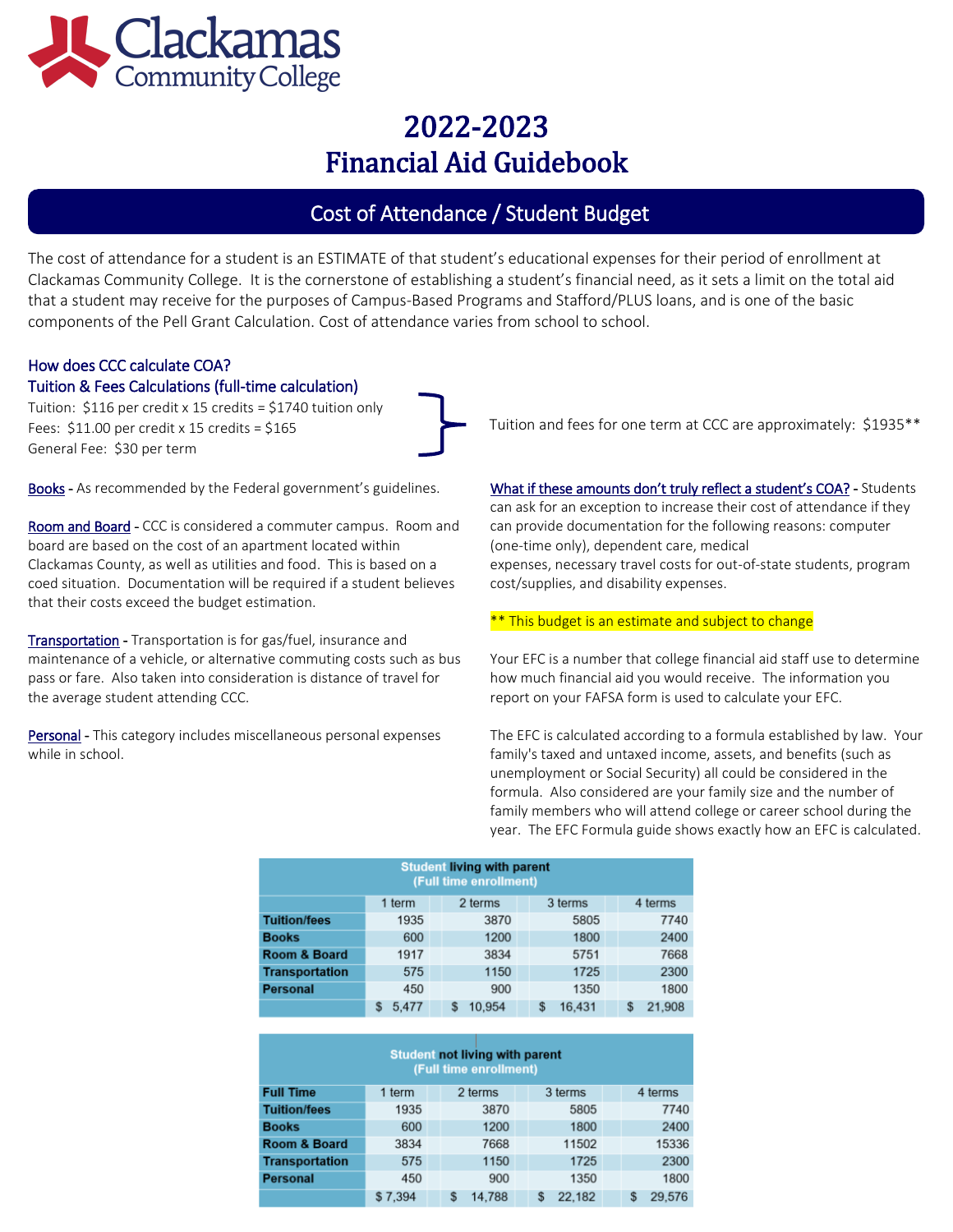# 2022-2023 Financial Aid Guidebook

## Cost of Attendance / Student Budget

The cost of attendance for a student is an ESTIMATE of that student's educational expenses for their period of enrollment at Clackamas Community College. It is the cornerstone of establishing a student's financial need, as it sets a limit on the total aid that a student may receive for the purposes of Campus-Based Programs and Stafford/PLUS loans, and is one of the basic components of the Pell Grant Calculation. Cost of attendance varies from school to school.

### How does CCC calculate COA?

### Tuition & Fees Calculations (full-time calculation)

Tuition: $116 per credit x 15 credits = $1740 tuition only
Fees: $11.00 per credit x 15 credits = $165
General Fee: $30 per term

Tuition and fees for one term at CCC are approximately: $1935**

Books - As recommended by the Federal government's guidelines.

Room and Board - CCC is considered a commuter campus. Room and board are based on the cost of an apartment located within Clackamas County, as well as utilities and food. This is based on a coed situation. Documentation will be required if a student believes that their costs exceed the budget estimation.

Transportation - Transportation is for gas/fuel, insurance and maintenance of a vehicle, or alternative commuting costs such as bus pass or fare. Also taken into consideration is distance of travel for the average student attending CCC.

Personal - This category includes miscellaneous personal expenses while in school.

What if these amounts don't truly reflect a student's COA? - Students can ask for an exception to increase their cost of attendance if they can provide documentation for the following reasons: computer (one-time only), dependent care, medical expenses, necessary travel costs for out-of-state students, program cost/supplies, and disability expenses.

** This budget is an estimate and subject to change

Your EFC is a number that college financial aid staff use to determine how much financial aid you would receive. The information you report on your FAFSA form is used to calculate your EFC.

The EFC is calculated according to a formula established by law. Your family's taxed and untaxed income, assets, and benefits (such as unemployment or Social Security) all could be considered in the formula. Also considered are your family size and the number of family members who will attend college or career school during the year. The EFC Formula guide shows exactly how an EFC is calculated.

**Student living with parent (Full time enrollment)**

| | 1 term | 2 terms | 3 terms | 4 terms |
|---|---|---|---|---|
| **Tuition/fees** | 1935 | 3870 | 5805 | 7740 |
| **Books** | 600 | 1200 | 1800 | 2400 |
| **Room & Board** | 1917 | 3834 | 5751 | 7668 |
| **Transportation** | 575 | 1150 | 1725 | 2300 |
| **Personal** | 450 | 900 | 1350 | 1800 |
| | $ 5,477 | $ 10,954 | $ 16,431 | $ 21,908 |

**Student not living with parent (Full time enrollment)**

| **Full Time** | 1 term | 2 terms | 3 terms | 4 terms |
|---|---|---|---|---|
| **Tuition/fees** | 1935 | 3870 | 5805 | 7740 |
| **Books** | 600 | 1200 | 1800 | 2400 |
| **Room & Board** | 3834 | 7668 | 11502 | 15336 |
| **Transportation** | 575 | 1150 | 1725 | 2300 |
| **Personal** | 450 | 900 | 1350 | 1800 |
| | $ 7,394 | $ 14,788 | $ 22,182 | $ 29,576 |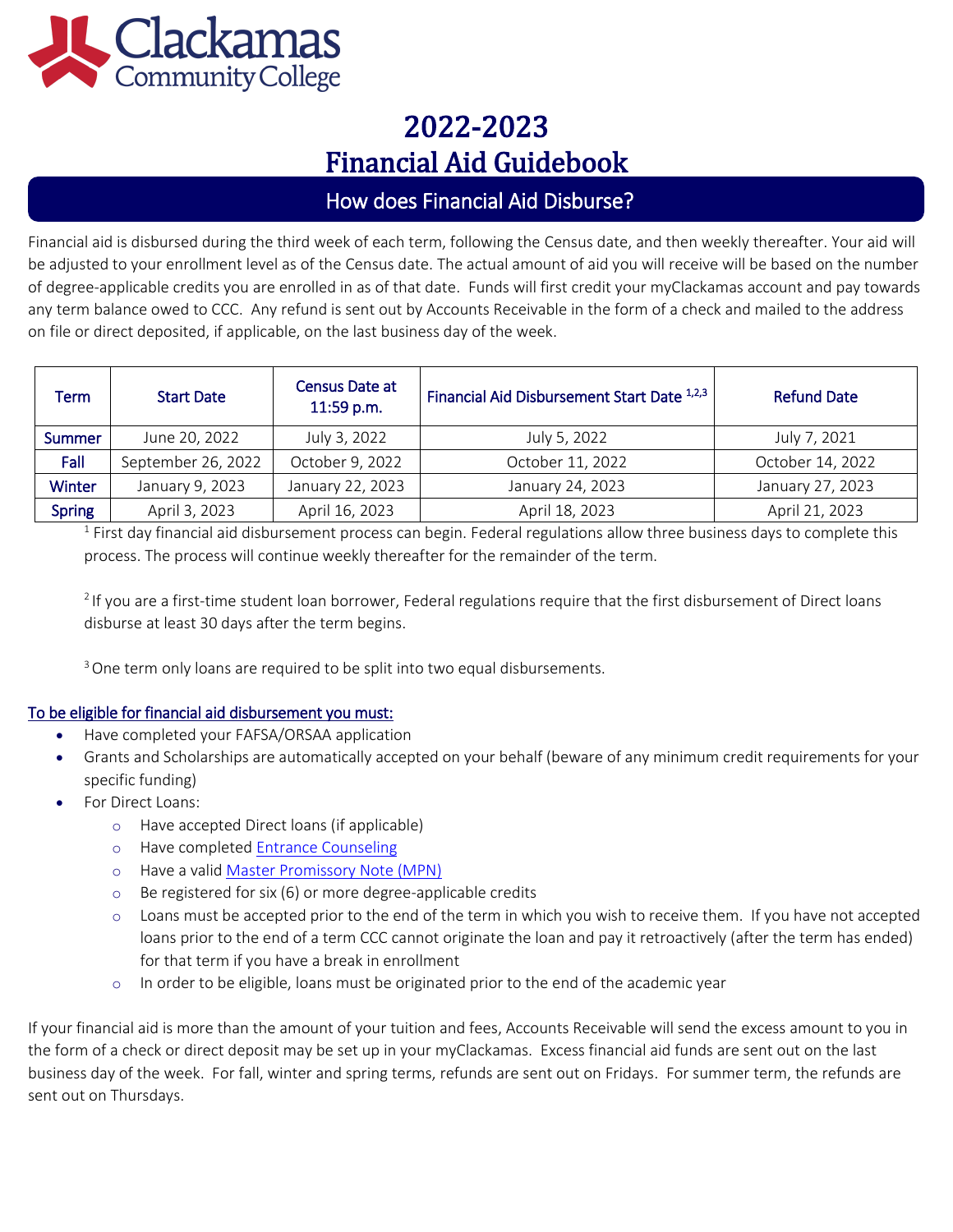# 2022-2023
# Financial Aid Guidebook

## How does Financial Aid Disburse?

Financial aid is disbursed during the third week of each term, following the Census date, and then weekly thereafter. Your aid will be adjusted to your enrollment level as of the Census date. The actual amount of aid you will receive will be based on the number of degree-applicable credits you are enrolled in as of that date. Funds will first credit your myClackamas account and pay towards any term balance owed to CCC. Any refund is sent out by Accounts Receivable in the form of a check and mailed to the address on file or direct deposited, if applicable, on the last business day of the week.

| Term | Start Date | Census Date at 11:59 p.m. | Financial Aid Disbursement Start Date [1,2,3] | Refund Date |
|---|---|---|---|---|
| Summer | June 20, 2022 | July 3, 2022 | July 5, 2022 | July 7, 2021 |
| Fall | September 26, 2022 | October 9, 2022 | October 11, 2022 | October 14, 2022 |
| Winter | January 9, 2023 | January 22, 2023 | January 24, 2023 | January 27, 2023 |
| Spring | April 3, 2023 | April 16, 2023 | April 18, 2023 | April 21, 2023 |

[1] First day financial aid disbursement process can begin. Federal regulations allow three business days to complete this process. The process will continue weekly thereafter for the remainder of the term.

[2] If you are a first-time student loan borrower, Federal regulations require that the first disbursement of Direct loans disburse at least 30 days after the term begins.

[3] One term only loans are required to be split into two equal disbursements.

**To be eligible for financial aid disbursement you must:**

- Have completed your FAFSA/ORSAA application
- Grants and Scholarships are automatically accepted on your behalf (beware of any minimum credit requirements for your specific funding)
- For Direct Loans:
  - Have accepted Direct loans (if applicable)
  - Have completed Entrance Counseling
  - Have a valid Master Promissory Note (MPN)
  - Be registered for six (6) or more degree-applicable credits
  - Loans must be accepted prior to the end of the term in which you wish to receive them. If you have not accepted loans prior to the end of a term CCC cannot originate the loan and pay it retroactively (after the term has ended) for that term if you have a break in enrollment
  - In order to be eligible, loans must be originated prior to the end of the academic year

If your financial aid is more than the amount of your tuition and fees, Accounts Receivable will send the excess amount to you in the form of a check or direct deposit may be set up in your myClackamas. Excess financial aid funds are sent out on the last business day of the week. For fall, winter and spring terms, refunds are sent out on Fridays. For summer term, the refunds are sent out on Thursdays.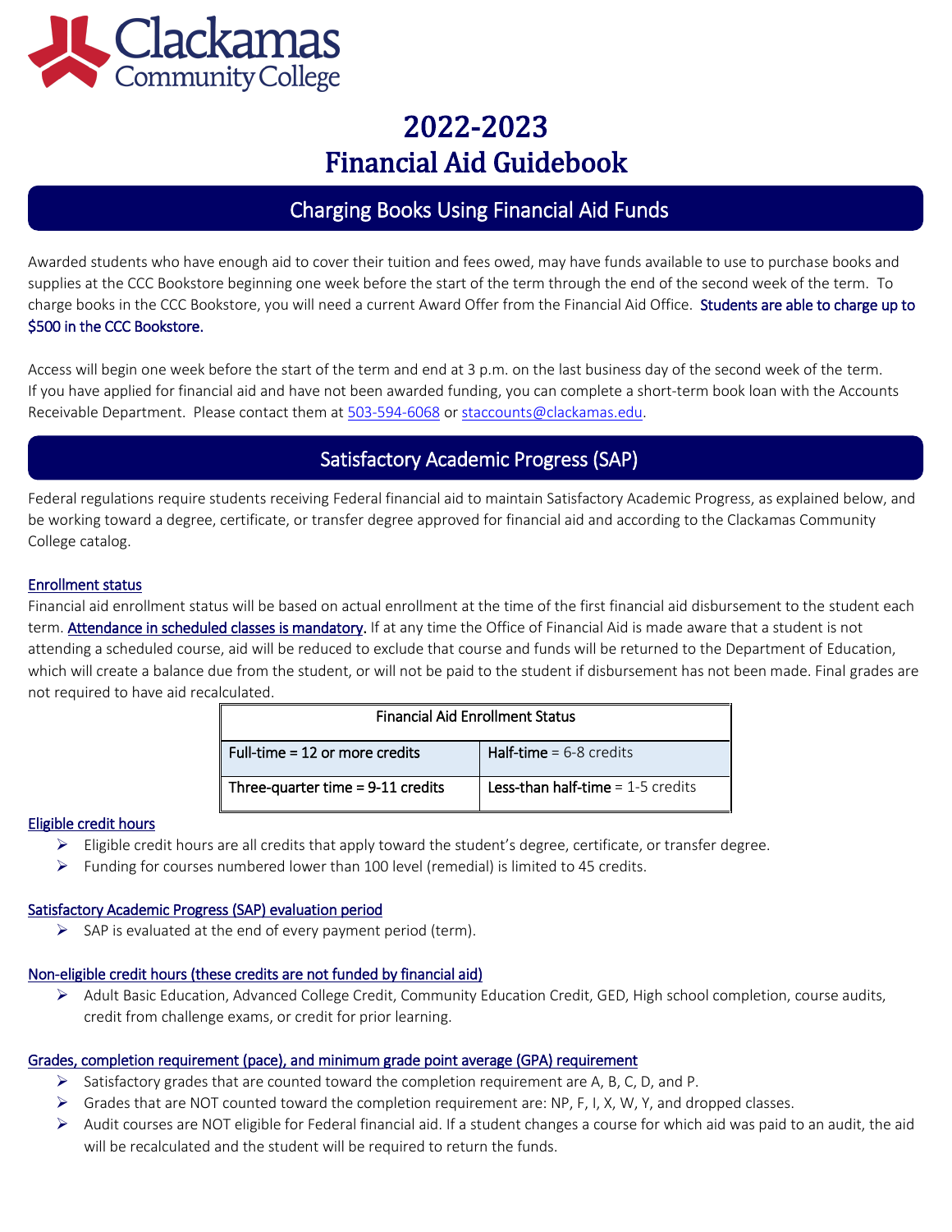# 2022-2023 Financial Aid Guidebook

## Charging Books Using Financial Aid Funds

Awarded students who have enough aid to cover their tuition and fees owed, may have funds available to use to purchase books and supplies at the CCC Bookstore beginning one week before the start of the term through the end of the second week of the term. To charge books in the CCC Bookstore, you will need a current Award Offer from the Financial Aid Office. **Students are able to charge up to $500 in the CCC Bookstore.**

Access will begin one week before the start of the term and end at 3 p.m. on the last business day of the second week of the term. If you have applied for financial aid and have not been awarded funding, you can complete a short-term book loan with the Accounts Receivable Department. Please contact them at 503-594-6068 or staccounts@clackamas.edu.

## Satisfactory Academic Progress (SAP)

Federal regulations require students receiving Federal financial aid to maintain Satisfactory Academic Progress, as explained below, and be working toward a degree, certificate, or transfer degree approved for financial aid and according to the Clackamas Community College catalog.

### Enrollment status

Financial aid enrollment status will be based on actual enrollment at the time of the first financial aid disbursement to the student each term. **Attendance in scheduled classes is mandatory.** If at any time the Office of Financial Aid is made aware that a student is not attending a scheduled course, aid will be reduced to exclude that course and funds will be returned to the Department of Education, which will create a balance due from the student, or will not be paid to the student if disbursement has not been made. Final grades are not required to have aid recalculated.

| Financial Aid Enrollment Status | |
|---|---|
| **Full-time = 12 or more credits** | **Half-time** = 6-8 credits |
| **Three-quarter time = 9-11 credits** | **Less-than half-time** = 1-5 credits |

### Eligible credit hours

- Eligible credit hours are all credits that apply toward the student's degree, certificate, or transfer degree.
- Funding for courses numbered lower than 100 level (remedial) is limited to 45 credits.

### Satisfactory Academic Progress (SAP) evaluation period

- SAP is evaluated at the end of every payment period (term).

### Non-eligible credit hours (these credits are not funded by financial aid)

- Adult Basic Education, Advanced College Credit, Community Education Credit, GED, High school completion, course audits, credit from challenge exams, or credit for prior learning.

### Grades, completion requirement (pace), and minimum grade point average (GPA) requirement

- Satisfactory grades that are counted toward the completion requirement are A, B, C, D, and P.
- Grades that are NOT counted toward the completion requirement are: NP, F, I, X, W, Y, and dropped classes.
- Audit courses are NOT eligible for Federal financial aid. If a student changes a course for which aid was paid to an audit, the aid will be recalculated and the student will be required to return the funds.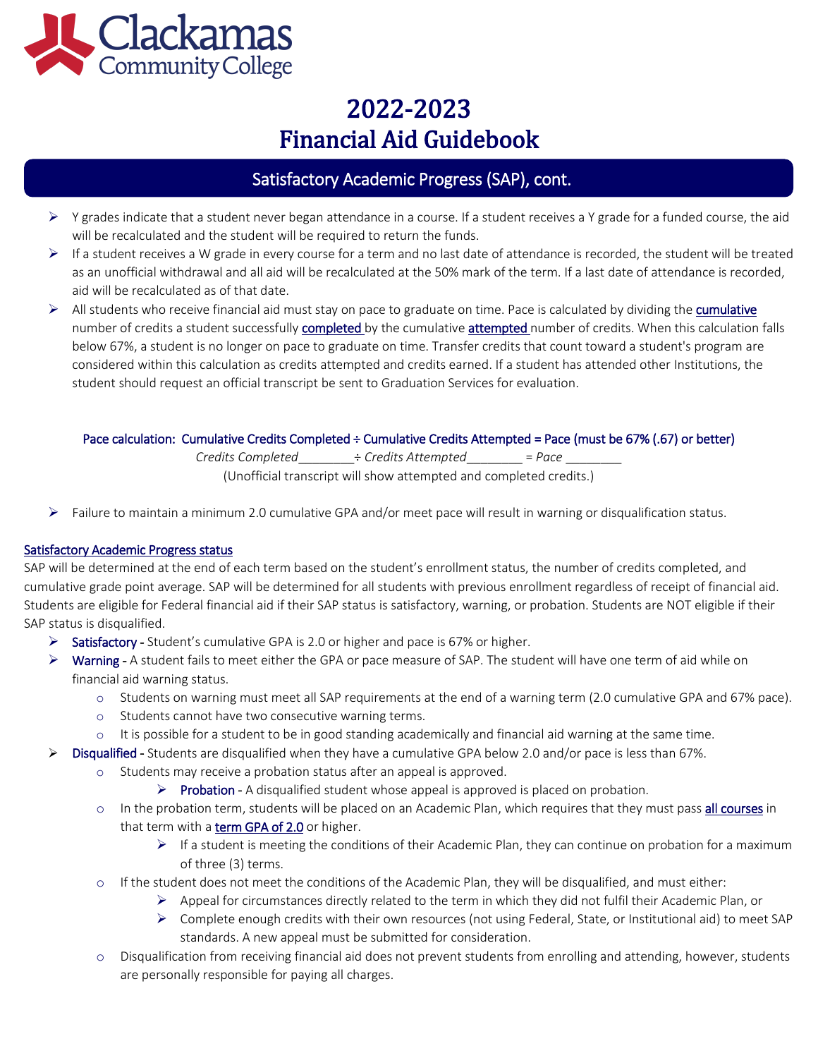# 2022-2023
# Financial Aid Guidebook

## Satisfactory Academic Progress (SAP), cont.

- Y grades indicate that a student never began attendance in a course. If a student receives a Y grade for a funded course, the aid will be recalculated and the student will be required to return the funds.
- If a student receives a W grade in every course for a term and no last date of attendance is recorded, the student will be treated as an unofficial withdrawal and all aid will be recalculated at the 50% mark of the term. If a last date of attendance is recorded, aid will be recalculated as of that date.
- All students who receive financial aid must stay on pace to graduate on time. Pace is calculated by dividing the cumulative number of credits a student successfully completed by the cumulative attempted number of credits. When this calculation falls below 67%, a student is no longer on pace to graduate on time. Transfer credits that count toward a student's program are considered within this calculation as credits attempted and credits earned. If a student has attended other Institutions, the student should request an official transcript be sent to Graduation Services for evaluation.

Pace calculation: Cumulative Credits Completed ÷ Cumulative Credits Attempted = Pace (must be 67% (.67) or better)

*Credits Completed________÷ Credits Attempted________ = Pace ________*

(Unofficial transcript will show attempted and completed credits.)

- Failure to maintain a minimum 2.0 cumulative GPA and/or meet pace will result in warning or disqualification status.

### Satisfactory Academic Progress status

SAP will be determined at the end of each term based on the student's enrollment status, the number of credits completed, and cumulative grade point average. SAP will be determined for all students with previous enrollment regardless of receipt of financial aid. Students are eligible for Federal financial aid if their SAP status is satisfactory, warning, or probation. Students are NOT eligible if their SAP status is disqualified.

- Satisfactory - Student's cumulative GPA is 2.0 or higher and pace is 67% or higher.
- Warning - A student fails to meet either the GPA or pace measure of SAP. The student will have one term of aid while on financial aid warning status.
  - Students on warning must meet all SAP requirements at the end of a warning term (2.0 cumulative GPA and 67% pace).
  - Students cannot have two consecutive warning terms.
  - It is possible for a student to be in good standing academically and financial aid warning at the same time.
- Disqualified - Students are disqualified when they have a cumulative GPA below 2.0 and/or pace is less than 67%.
  - Students may receive a probation status after an appeal is approved.
    - Probation - A disqualified student whose appeal is approved is placed on probation.
  - In the probation term, students will be placed on an Academic Plan, which requires that they must pass all courses in that term with a term GPA of 2.0 or higher.
    - If a student is meeting the conditions of their Academic Plan, they can continue on probation for a maximum of three (3) terms.
  - If the student does not meet the conditions of the Academic Plan, they will be disqualified, and must either:
    - Appeal for circumstances directly related to the term in which they did not fulfil their Academic Plan, or
    - Complete enough credits with their own resources (not using Federal, State, or Institutional aid) to meet SAP standards. A new appeal must be submitted for consideration.
  - Disqualification from receiving financial aid does not prevent students from enrolling and attending, however, students are personally responsible for paying all charges.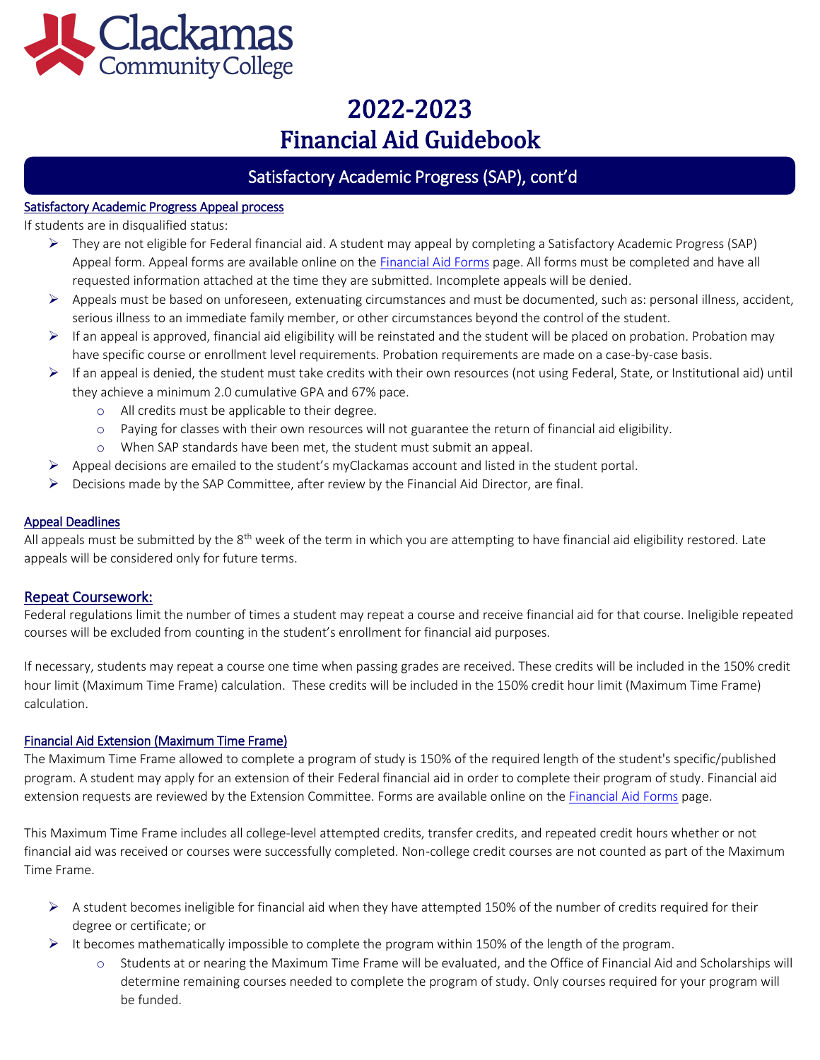# 2022-2023
# Financial Aid Guidebook

## Satisfactory Academic Progress (SAP), cont'd

### Satisfactory Academic Progress Appeal process

If students are in disqualified status:

- They are not eligible for Federal financial aid. A student may appeal by completing a Satisfactory Academic Progress (SAP) Appeal form. Appeal forms are available online on the Financial Aid Forms page. All forms must be completed and have all requested information attached at the time they are submitted. Incomplete appeals will be denied.
- Appeals must be based on unforeseen, extenuating circumstances and must be documented, such as: personal illness, accident, serious illness to an immediate family member, or other circumstances beyond the control of the student.
- If an appeal is approved, financial aid eligibility will be reinstated and the student will be placed on probation. Probation may have specific course or enrollment level requirements. Probation requirements are made on a case-by-case basis.
- If an appeal is denied, the student must take credits with their own resources (not using Federal, State, or Institutional aid) until they achieve a minimum 2.0 cumulative GPA and 67% pace.
  - All credits must be applicable to their degree.
  - Paying for classes with their own resources will not guarantee the return of financial aid eligibility.
  - When SAP standards have been met, the student must submit an appeal.
- Appeal decisions are emailed to the student's myClackamas account and listed in the student portal.
- Decisions made by the SAP Committee, after review by the Financial Aid Director, are final.

### Appeal Deadlines

All appeals must be submitted by the 8th week of the term in which you are attempting to have financial aid eligibility restored. Late appeals will be considered only for future terms.

## Repeat Coursework:

Federal regulations limit the number of times a student may repeat a course and receive financial aid for that course. Ineligible repeated courses will be excluded from counting in the student's enrollment for financial aid purposes.

If necessary, students may repeat a course one time when passing grades are received. These credits will be included in the 150% credit hour limit (Maximum Time Frame) calculation. These credits will be included in the 150% credit hour limit (Maximum Time Frame) calculation.

### Financial Aid Extension (Maximum Time Frame)

The Maximum Time Frame allowed to complete a program of study is 150% of the required length of the student's specific/published program. A student may apply for an extension of their Federal financial aid in order to complete their program of study. Financial aid extension requests are reviewed by the Extension Committee. Forms are available online on the Financial Aid Forms page.

This Maximum Time Frame includes all college-level attempted credits, transfer credits, and repeated credit hours whether or not financial aid was received or courses were successfully completed. Non-college credit courses are not counted as part of the Maximum Time Frame.

- A student becomes ineligible for financial aid when they have attempted 150% of the number of credits required for their degree or certificate; or
- It becomes mathematically impossible to complete the program within 150% of the length of the program.
  - Students at or nearing the Maximum Time Frame will be evaluated, and the Office of Financial Aid and Scholarships will determine remaining courses needed to complete the program of study. Only courses required for your program will be funded.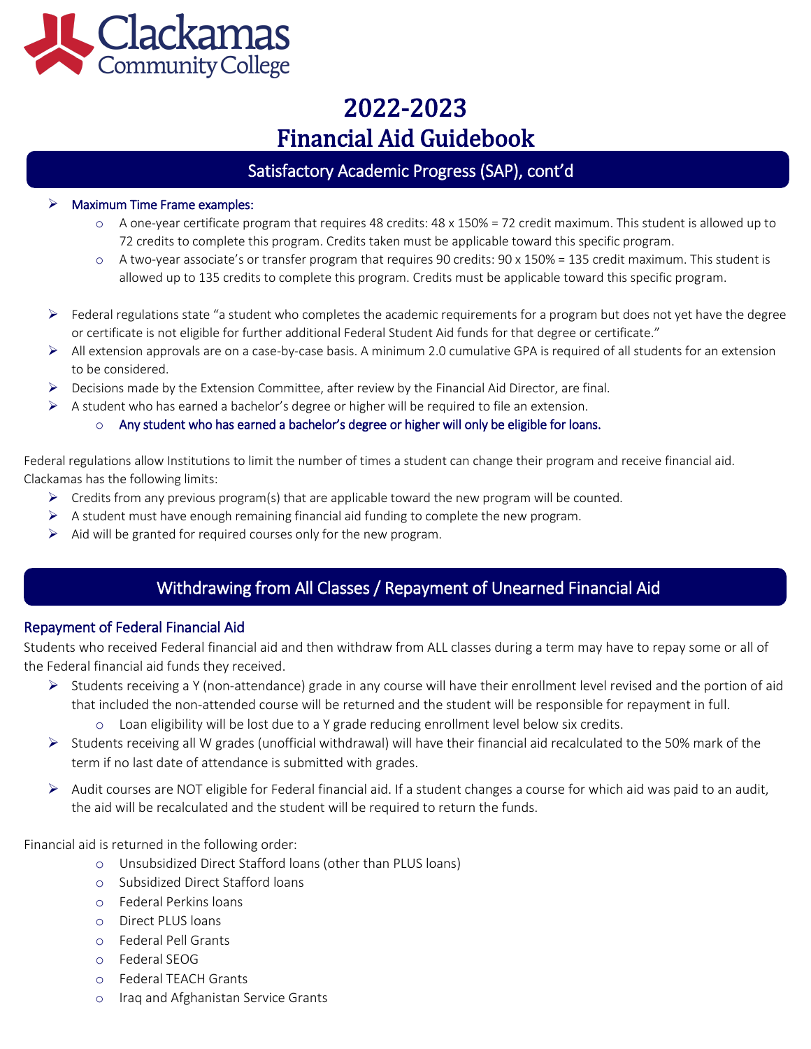## Satisfactory Academic Progress (SAP), cont'd

- **Maximum Time Frame examples:**
  - A one-year certificate program that requires 48 credits: 48 x 150% = 72 credit maximum. This student is allowed up to 72 credits to complete this program. Credits taken must be applicable toward this specific program.
  - A two-year associate's or transfer program that requires 90 credits: 90 x 150% = 135 credit maximum. This student is allowed up to 135 credits to complete this program. Credits must be applicable toward this specific program.

- Federal regulations state "a student who completes the academic requirements for a program but does not yet have the degree or certificate is not eligible for further additional Federal Student Aid funds for that degree or certificate."
- All extension approvals are on a case-by-case basis. A minimum 2.0 cumulative GPA is required of all students for an extension to be considered.
- Decisions made by the Extension Committee, after review by the Financial Aid Director, are final.
- A student who has earned a bachelor's degree or higher will be required to file an extension.
  - **Any student who has earned a bachelor's degree or higher will only be eligible for loans.**

Federal regulations allow Institutions to limit the number of times a student can change their program and receive financial aid. Clackamas has the following limits:

- Credits from any previous program(s) that are applicable toward the new program will be counted.
- A student must have enough remaining financial aid funding to complete the new program.
- Aid will be granted for required courses only for the new program.

## Withdrawing from All Classes / Repayment of Unearned Financial Aid

### Repayment of Federal Financial Aid

Students who received Federal financial aid and then withdraw from ALL classes during a term may have to repay some or all of the Federal financial aid funds they received.

- Students receiving a Y (non-attendance) grade in any course will have their enrollment level revised and the portion of aid that included the non-attended course will be returned and the student will be responsible for repayment in full.
  - Loan eligibility will be lost due to a Y grade reducing enrollment level below six credits.
- Students receiving all W grades (unofficial withdrawal) will have their financial aid recalculated to the 50% mark of the term if no last date of attendance is submitted with grades.

- Audit courses are NOT eligible for Federal financial aid. If a student changes a course for which aid was paid to an audit, the aid will be recalculated and the student will be required to return the funds.

Financial aid is returned in the following order:

- Unsubsidized Direct Stafford loans (other than PLUS loans)
- Subsidized Direct Stafford loans
- Federal Perkins loans
- Direct PLUS loans
- Federal Pell Grants
- Federal SEOG
- Federal TEACH Grants
- Iraq and Afghanistan Service Grants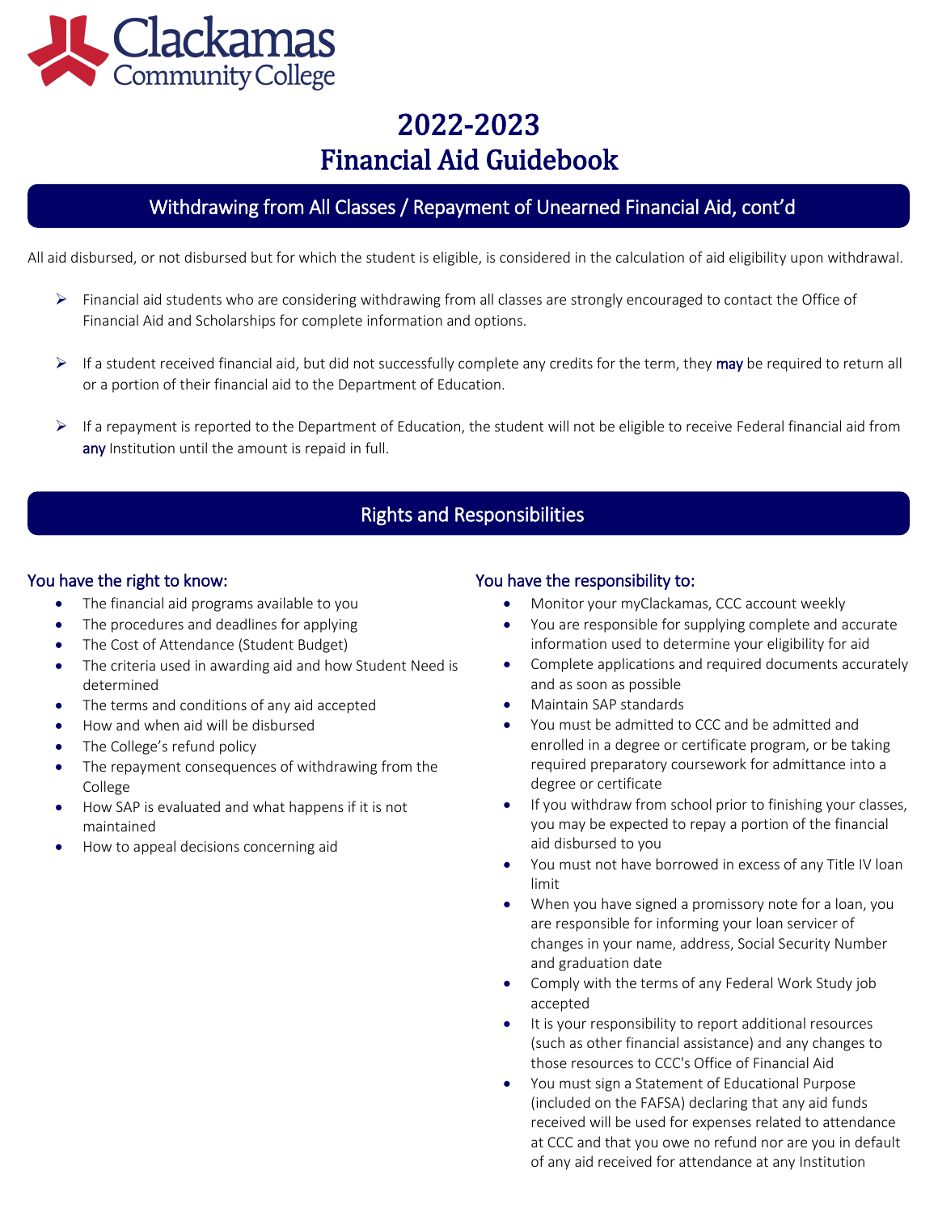# 2022-2023
# Financial Aid Guidebook

## Withdrawing from All Classes / Repayment of Unearned Financial Aid, cont'd

All aid disbursed, or not disbursed but for which the student is eligible, is considered in the calculation of aid eligibility upon withdrawal.

- Financial aid students who are considering withdrawing from all classes are strongly encouraged to contact the Office of Financial Aid and Scholarships for complete information and options.
- If a student received financial aid, but did not successfully complete any credits for the term, they may be required to return all or a portion of their financial aid to the Department of Education.
- If a repayment is reported to the Department of Education, the student will not be eligible to receive Federal financial aid from any Institution until the amount is repaid in full.

## Rights and Responsibilities

### You have the right to know:

- The financial aid programs available to you
- The procedures and deadlines for applying
- The Cost of Attendance (Student Budget)
- The criteria used in awarding aid and how Student Need is determined
- The terms and conditions of any aid accepted
- How and when aid will be disbursed
- The College's refund policy
- The repayment consequences of withdrawing from the College
- How SAP is evaluated and what happens if it is not maintained
- How to appeal decisions concerning aid

### You have the responsibility to:

- Monitor your myClackamas, CCC account weekly
- You are responsible for supplying complete and accurate information used to determine your eligibility for aid
- Complete applications and required documents accurately and as soon as possible
- Maintain SAP standards
- You must be admitted to CCC and be admitted and enrolled in a degree or certificate program, or be taking required preparatory coursework for admittance into a degree or certificate
- If you withdraw from school prior to finishing your classes, you may be expected to repay a portion of the financial aid disbursed to you
- You must not have borrowed in excess of any Title IV loan limit
- When you have signed a promissory note for a loan, you are responsible for informing your loan servicer of changes in your name, address, Social Security Number and graduation date
- Comply with the terms of any Federal Work Study job accepted
- It is your responsibility to report additional resources (such as other financial assistance) and any changes to those resources to CCC's Office of Financial Aid
- You must sign a Statement of Educational Purpose (included on the FAFSA) declaring that any aid funds received will be used for expenses related to attendance at CCC and that you owe no refund nor are you in default of any aid received for attendance at any Institution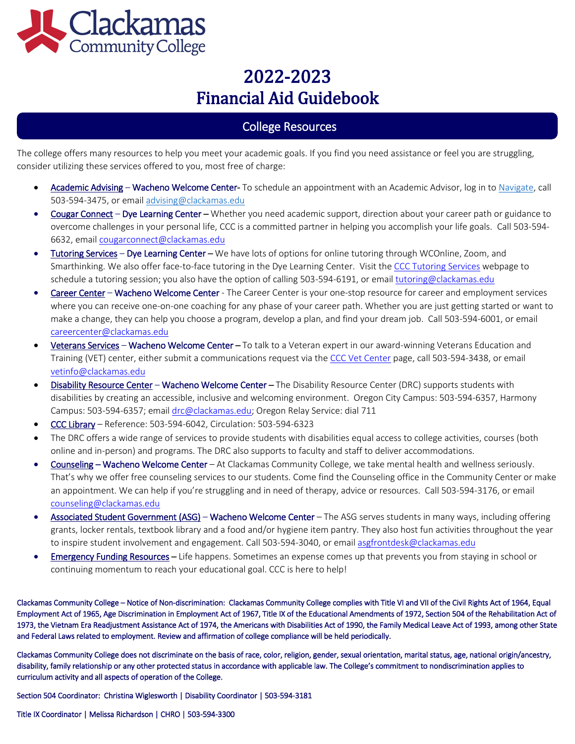Clackamas Community College

# 2022-2023 Financial Aid Guidebook

## College Resources

The college offers many resources to help you meet your academic goals. If you find you need assistance or feel you are struggling, consider utilizing these services offered to you, most free of charge:

- Academic Advising – Wacheno Welcome Center- To schedule an appointment with an Academic Advisor, log in to Navigate, call 503-594-3475, or email advising@clackamas.edu
- Cougar Connect – Dye Learning Center – Whether you need academic support, direction about your career path or guidance to overcome challenges in your personal life, CCC is a committed partner in helping you accomplish your life goals. Call 503-594-6632, email cougarconnect@clackamas.edu
- Tutoring Services – Dye Learning Center – We have lots of options for online tutoring through WCOnline, Zoom, and Smarthinking. We also offer face-to-face tutoring in the Dye Learning Center. Visit the CCC Tutoring Services webpage to schedule a tutoring session; you also have the option of calling 503-594-6191, or email tutoring@clackamas.edu
- Career Center – Wacheno Welcome Center - The Career Center is your one-stop resource for career and employment services where you can receive one-on-one coaching for any phase of your career path. Whether you are just getting started or want to make a change, they can help you choose a program, develop a plan, and find your dream job. Call 503-594-6001, or email careercenter@clackamas.edu
- Veterans Services – Wacheno Welcome Center – To talk to a Veteran expert in our award-winning Veterans Education and Training (VET) center, either submit a communications request via the CCC Vet Center page, call 503-594-3438, or email vetinfo@clackamas.edu
- Disability Resource Center – Wacheno Welcome Center – The Disability Resource Center (DRC) supports students with disabilities by creating an accessible, inclusive and welcoming environment. Oregon City Campus: 503-594-6357, Harmony Campus: 503-594-6357; email drc@clackamas.edu; Oregon Relay Service: dial 711
- CCC Library – Reference: 503-594-6042, Circulation: 503-594-6323
- The DRC offers a wide range of services to provide students with disabilities equal access to college activities, courses (both online and in-person) and programs. The DRC also supports to faculty and staff to deliver accommodations.
- Counseling – Wacheno Welcome Center – At Clackamas Community College, we take mental health and wellness seriously. That's why we offer free counseling services to our students. Come find the Counseling office in the Community Center or make an appointment. We can help if you're struggling and in need of therapy, advice or resources. Call 503-594-3176, or email counseling@clackamas.edu
- Associated Student Government (ASG) – Wacheno Welcome Center – The ASG serves students in many ways, including offering grants, locker rentals, textbook library and a food and/or hygiene item pantry. They also host fun activities throughout the year to inspire student involvement and engagement. Call 503-594-3040, or email asgfrontdesk@clackamas.edu
- Emergency Funding Resources – Life happens. Sometimes an expense comes up that prevents you from staying in school or continuing momentum to reach your educational goal. CCC is here to help!

Clackamas Community College – Notice of Non-discrimination: Clackamas Community College complies with Title VI and VII of the Civil Rights Act of 1964, Equal Employment Act of 1965, Age Discrimination in Employment Act of 1967, Title IX of the Educational Amendments of 1972, Section 504 of the Rehabilitation Act of 1973, the Vietnam Era Readjustment Assistance Act of 1974, the Americans with Disabilities Act of 1990, the Family Medical Leave Act of 1993, among other State and Federal Laws related to employment. Review and affirmation of college compliance will be held periodically.

Clackamas Community College does not discriminate on the basis of race, color, religion, gender, sexual orientation, marital status, age, national origin/ancestry, disability, family relationship or any other protected status in accordance with applicable law. The College's commitment to nondiscrimination applies to curriculum activity and all aspects of operation of the College.

Section 504 Coordinator: Christina Wiglesworth | Disability Coordinator | 503-594-3181

Title IX Coordinator | Melissa Richardson | CHRO | 503-594-3300